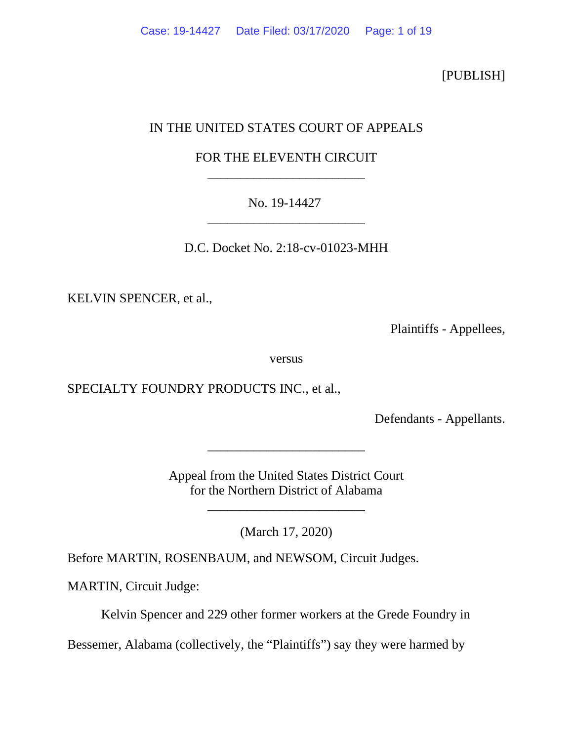[PUBLISH]

IN THE UNITED STATES COURT OF APPEALS

FOR THE ELEVENTH CIRCUIT

---

No. 19-14427

---

D.C. Docket No. 2:18-cv-01023-MHH

KELVIN SPENCER, et al.,

Plaintiffs - Appellees,

versus

SPECIALTY FOUNDRY PRODUCTS INC., et al.,

Defendants - Appellants.

---

Appeal from the United States District Court
for the Northern District of Alabama

---

(March 17, 2020)

Before MARTIN, ROSENBAUM, and NEWSOM, Circuit Judges.

MARTIN, Circuit Judge:

Kelvin Spencer and 229 other former workers at the Grede Foundry in Bessemer, Alabama (collectively, the "Plaintiffs") say they were harmed by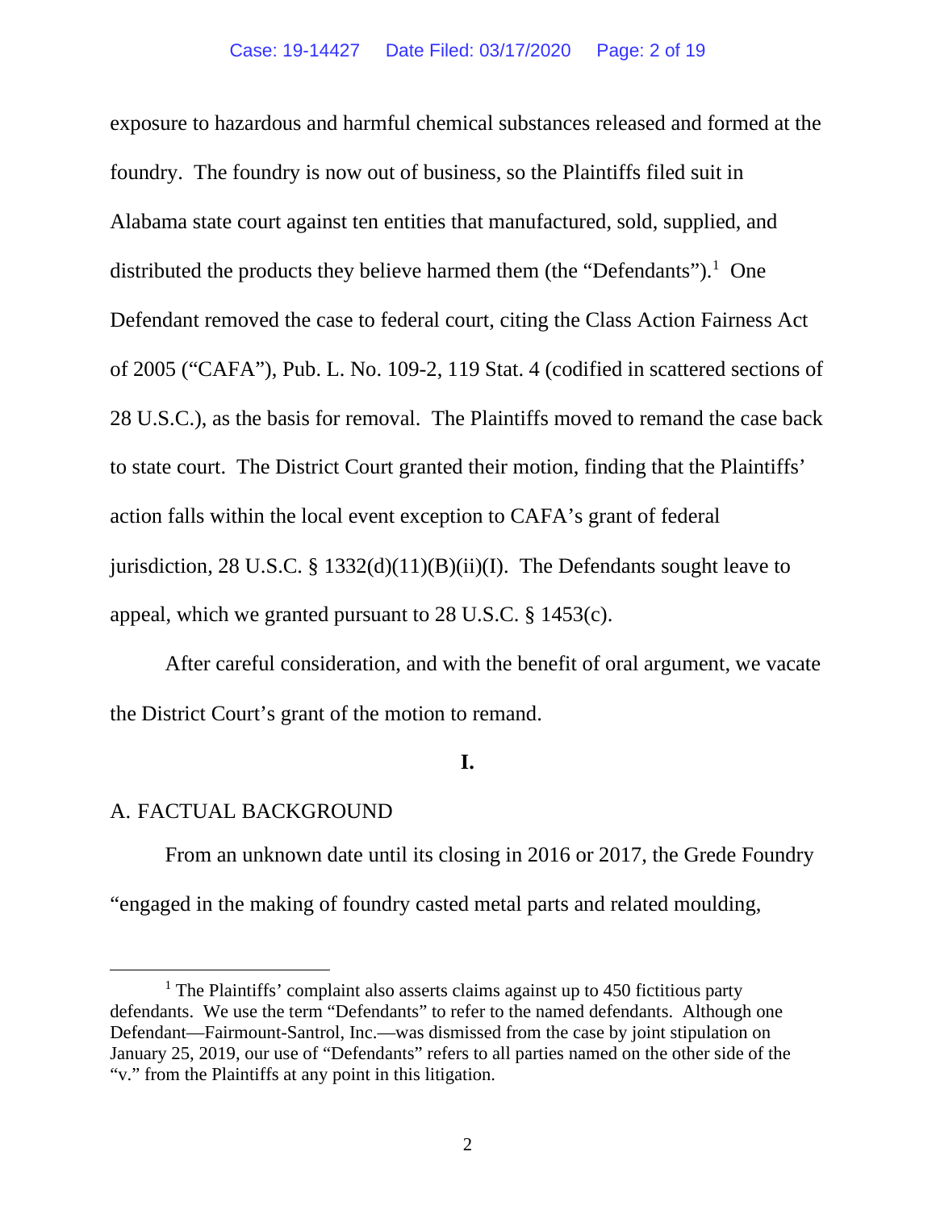exposure to hazardous and harmful chemical substances released and formed at the foundry. The foundry is now out of business, so the Plaintiffs filed suit in Alabama state court against ten entities that manufactured, sold, supplied, and distributed the products they believe harmed them (the "Defendants").[1] One Defendant removed the case to federal court, citing the Class Action Fairness Act of 2005 ("CAFA"), Pub. L. No. 109-2, 119 Stat. 4 (codified in scattered sections of 28 U.S.C.), as the basis for removal. The Plaintiffs moved to remand the case back to state court. The District Court granted their motion, finding that the Plaintiffs' action falls within the local event exception to CAFA's grant of federal jurisdiction, 28 U.S.C. § 1332(d)(11)(B)(ii)(I). The Defendants sought leave to appeal, which we granted pursuant to 28 U.S.C. § 1453(c).

After careful consideration, and with the benefit of oral argument, we vacate the District Court's grant of the motion to remand.

## I.

### A. FACTUAL BACKGROUND

From an unknown date until its closing in 2016 or 2017, the Grede Foundry "engaged in the making of foundry casted metal parts and related moulding,

---

[1] The Plaintiffs' complaint also asserts claims against up to 450 fictitious party defendants. We use the term "Defendants" to refer to the named defendants. Although one Defendant—Fairmount-Santrol, Inc.—was dismissed from the case by joint stipulation on January 25, 2019, our use of "Defendants" refers to all parties named on the other side of the "v." from the Plaintiffs at any point in this litigation.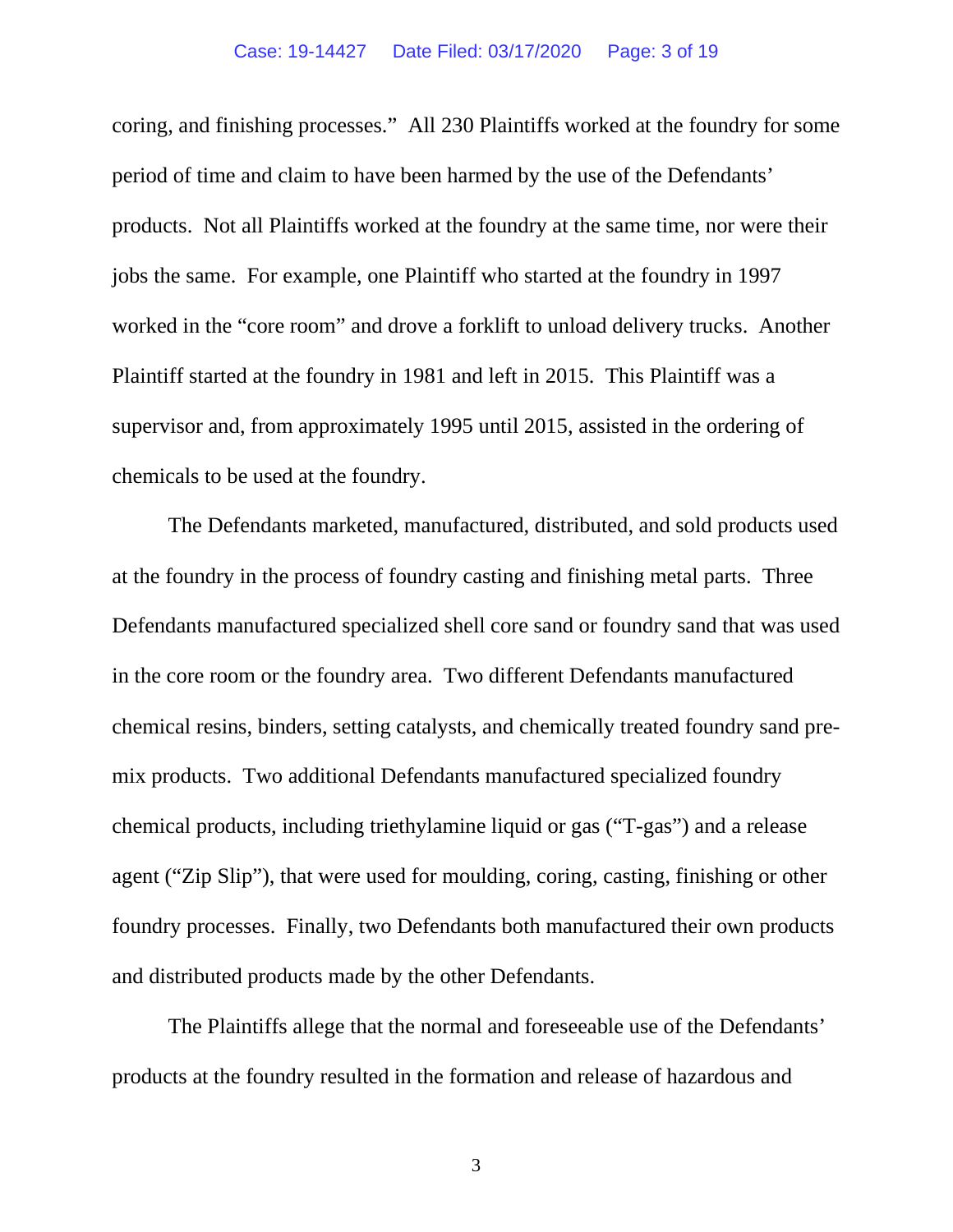coring, and finishing processes." All 230 Plaintiffs worked at the foundry for some period of time and claim to have been harmed by the use of the Defendants' products. Not all Plaintiffs worked at the foundry at the same time, nor were their jobs the same. For example, one Plaintiff who started at the foundry in 1997 worked in the "core room" and drove a forklift to unload delivery trucks. Another Plaintiff started at the foundry in 1981 and left in 2015. This Plaintiff was a supervisor and, from approximately 1995 until 2015, assisted in the ordering of chemicals to be used at the foundry.

The Defendants marketed, manufactured, distributed, and sold products used at the foundry in the process of foundry casting and finishing metal parts. Three Defendants manufactured specialized shell core sand or foundry sand that was used in the core room or the foundry area. Two different Defendants manufactured chemical resins, binders, setting catalysts, and chemically treated foundry sand pre-mix products. Two additional Defendants manufactured specialized foundry chemical products, including triethylamine liquid or gas ("T-gas") and a release agent ("Zip Slip"), that were used for moulding, coring, casting, finishing or other foundry processes. Finally, two Defendants both manufactured their own products and distributed products made by the other Defendants.

The Plaintiffs allege that the normal and foreseeable use of the Defendants' products at the foundry resulted in the formation and release of hazardous and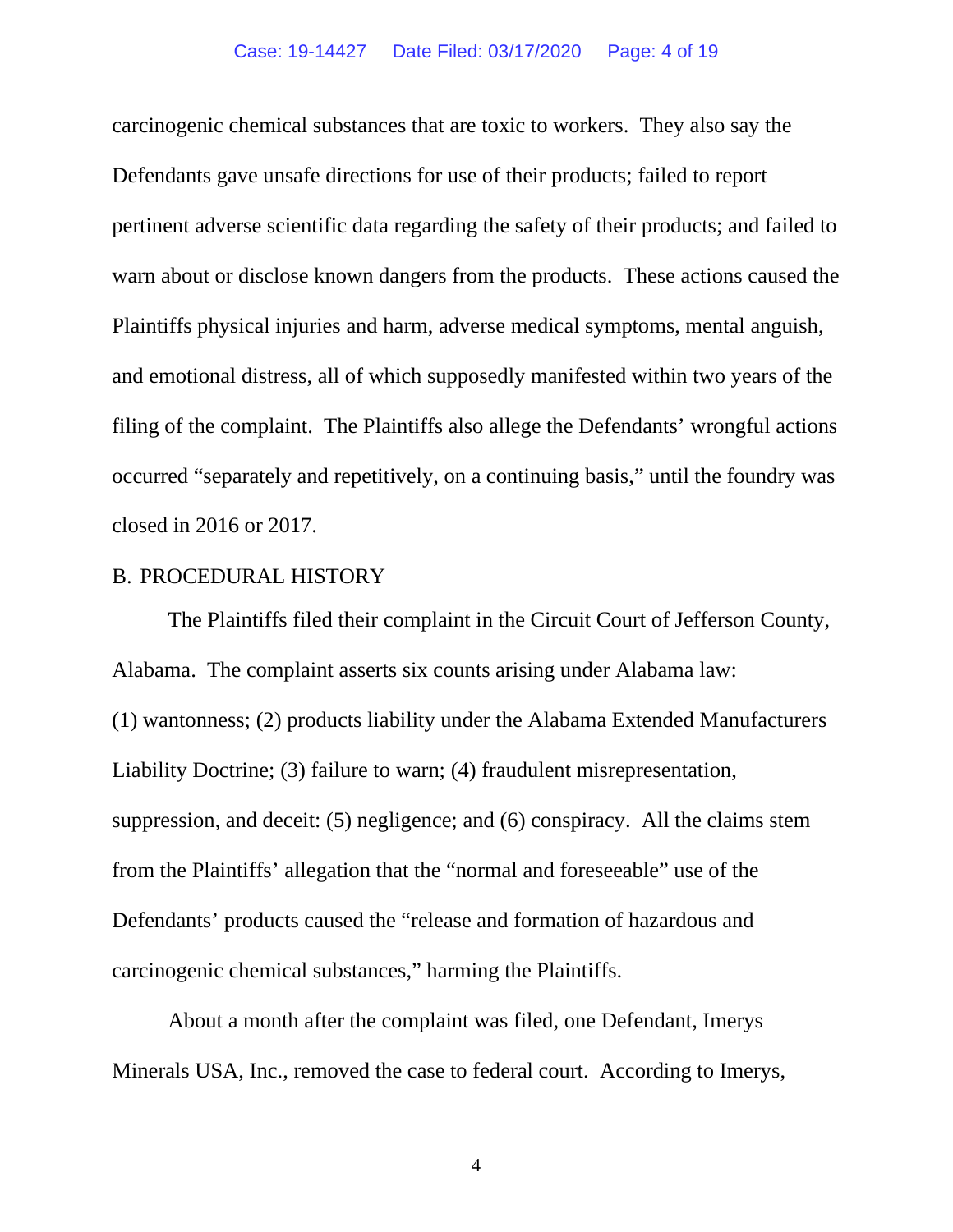carcinogenic chemical substances that are toxic to workers. They also say the Defendants gave unsafe directions for use of their products; failed to report pertinent adverse scientific data regarding the safety of their products; and failed to warn about or disclose known dangers from the products. These actions caused the Plaintiffs physical injuries and harm, adverse medical symptoms, mental anguish, and emotional distress, all of which supposedly manifested within two years of the filing of the complaint. The Plaintiffs also allege the Defendants' wrongful actions occurred "separately and repetitively, on a continuing basis," until the foundry was closed in 2016 or 2017.

## B. PROCEDURAL HISTORY

The Plaintiffs filed their complaint in the Circuit Court of Jefferson County, Alabama. The complaint asserts six counts arising under Alabama law: (1) wantonness; (2) products liability under the Alabama Extended Manufacturers Liability Doctrine; (3) failure to warn; (4) fraudulent misrepresentation, suppression, and deceit: (5) negligence; and (6) conspiracy. All the claims stem from the Plaintiffs' allegation that the "normal and foreseeable" use of the Defendants' products caused the "release and formation of hazardous and carcinogenic chemical substances," harming the Plaintiffs.

About a month after the complaint was filed, one Defendant, Imerys Minerals USA, Inc., removed the case to federal court. According to Imerys,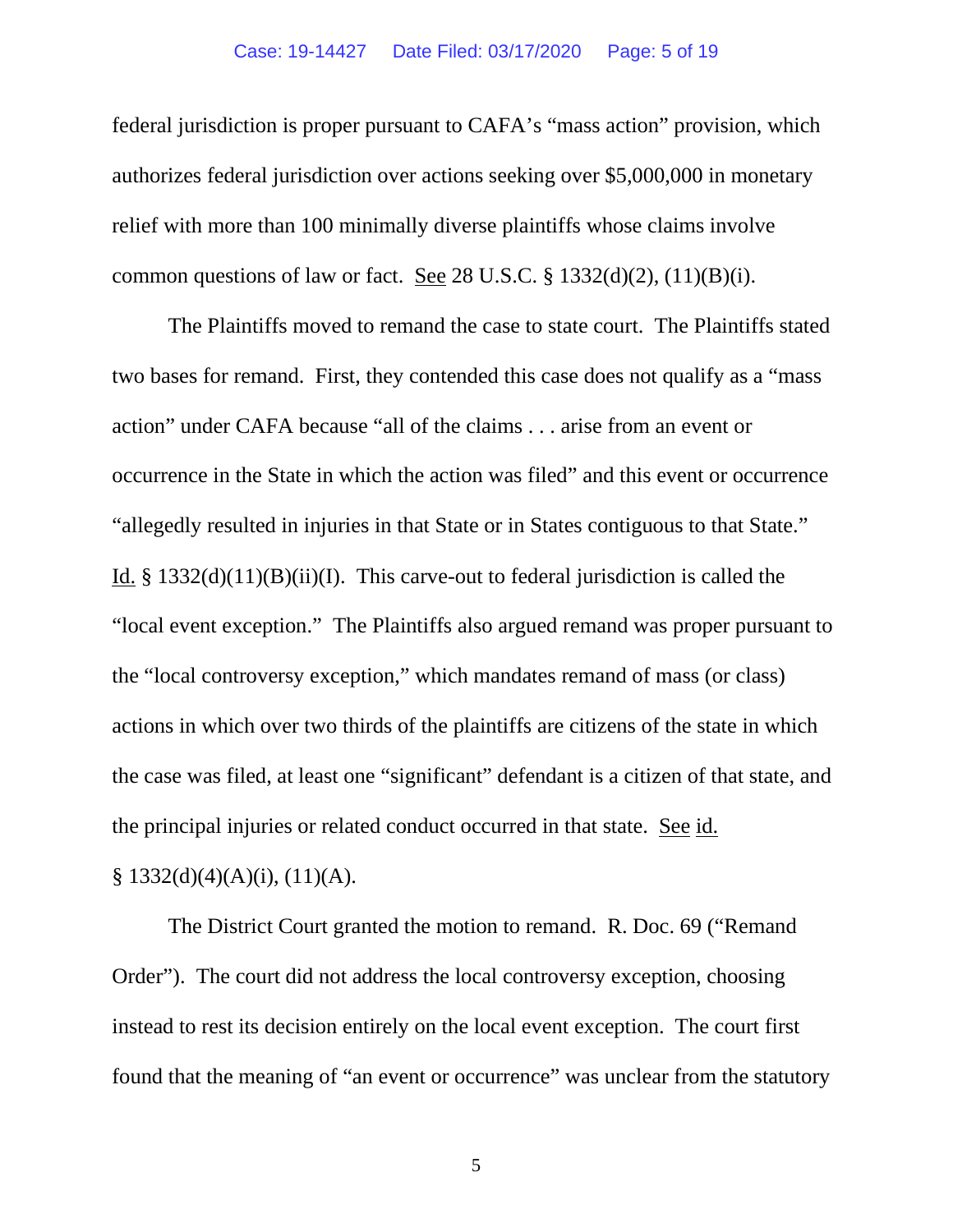federal jurisdiction is proper pursuant to CAFA's "mass action" provision, which authorizes federal jurisdiction over actions seeking over $5,000,000 in monetary relief with more than 100 minimally diverse plaintiffs whose claims involve common questions of law or fact. See 28 U.S.C. § 1332(d)(2), (11)(B)(i).

The Plaintiffs moved to remand the case to state court. The Plaintiffs stated two bases for remand. First, they contended this case does not qualify as a "mass action" under CAFA because "all of the claims . . . arise from an event or occurrence in the State in which the action was filed" and this event or occurrence "allegedly resulted in injuries in that State or in States contiguous to that State." Id. § 1332(d)(11)(B)(ii)(I). This carve-out to federal jurisdiction is called the "local event exception." The Plaintiffs also argued remand was proper pursuant to the "local controversy exception," which mandates remand of mass (or class) actions in which over two thirds of the plaintiffs are citizens of the state in which the case was filed, at least one "significant" defendant is a citizen of that state, and the principal injuries or related conduct occurred in that state. See id. § 1332(d)(4)(A)(i), (11)(A).

The District Court granted the motion to remand. R. Doc. 69 ("Remand Order"). The court did not address the local controversy exception, choosing instead to rest its decision entirely on the local event exception. The court first found that the meaning of "an event or occurrence" was unclear from the statutory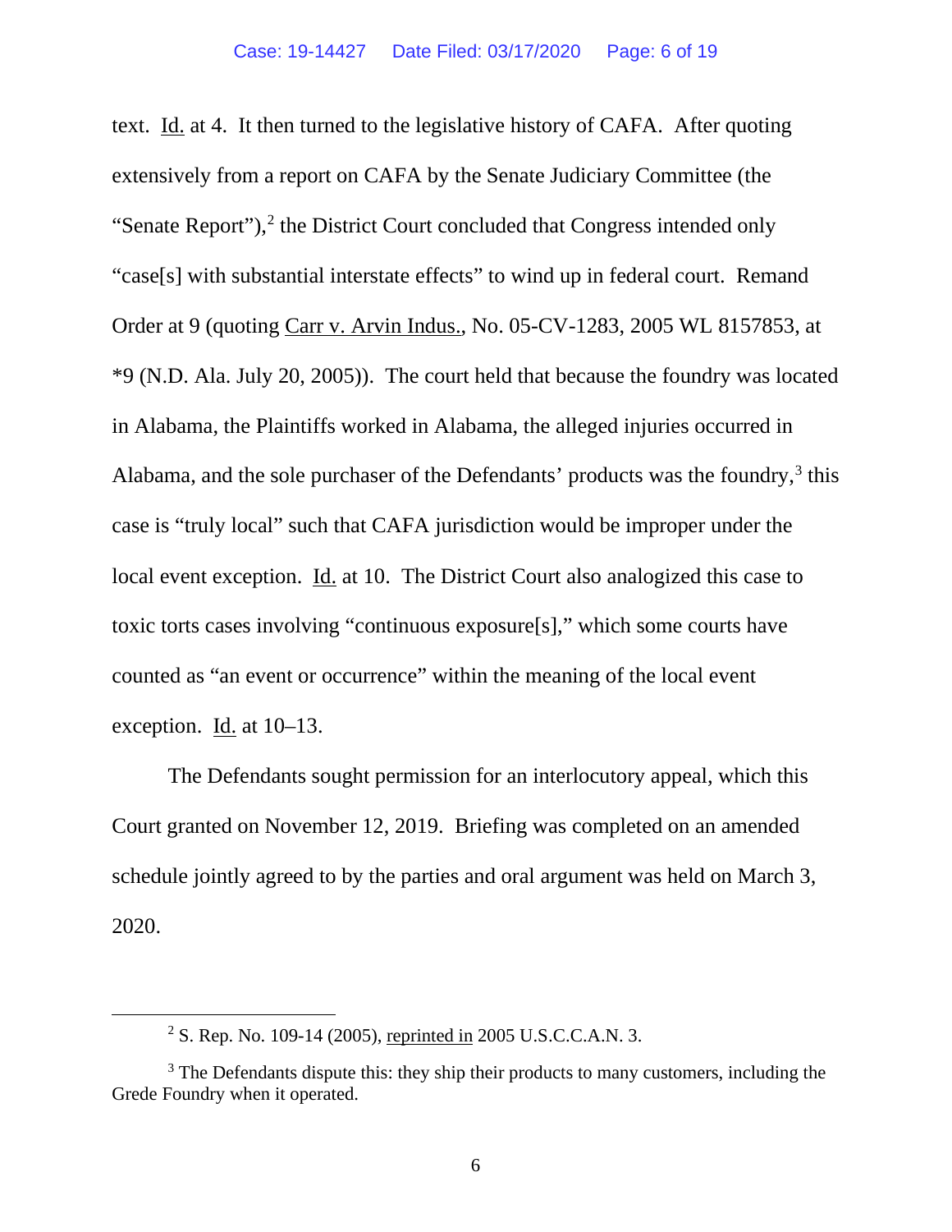text. Id. at 4. It then turned to the legislative history of CAFA. After quoting extensively from a report on CAFA by the Senate Judiciary Committee (the "Senate Report"),[2] the District Court concluded that Congress intended only "case[s] with substantial interstate effects" to wind up in federal court. Remand Order at 9 (quoting Carr v. Arvin Indus., No. 05-CV-1283, 2005 WL 8157853, at *9 (N.D. Ala. July 20, 2005)). The court held that because the foundry was located in Alabama, the Plaintiffs worked in Alabama, the alleged injuries occurred in Alabama, and the sole purchaser of the Defendants' products was the foundry,[3] this case is "truly local" such that CAFA jurisdiction would be improper under the local event exception. Id. at 10. The District Court also analogized this case to toxic torts cases involving "continuous exposure[s]," which some courts have counted as "an event or occurrence" within the meaning of the local event exception. Id. at 10–13.

The Defendants sought permission for an interlocutory appeal, which this Court granted on November 12, 2019. Briefing was completed on an amended schedule jointly agreed to by the parties and oral argument was held on March 3, 2020.

---

[2] S. Rep. No. 109-14 (2005), reprinted in 2005 U.S.C.C.A.N. 3.

[3] The Defendants dispute this: they ship their products to many customers, including the Grede Foundry when it operated.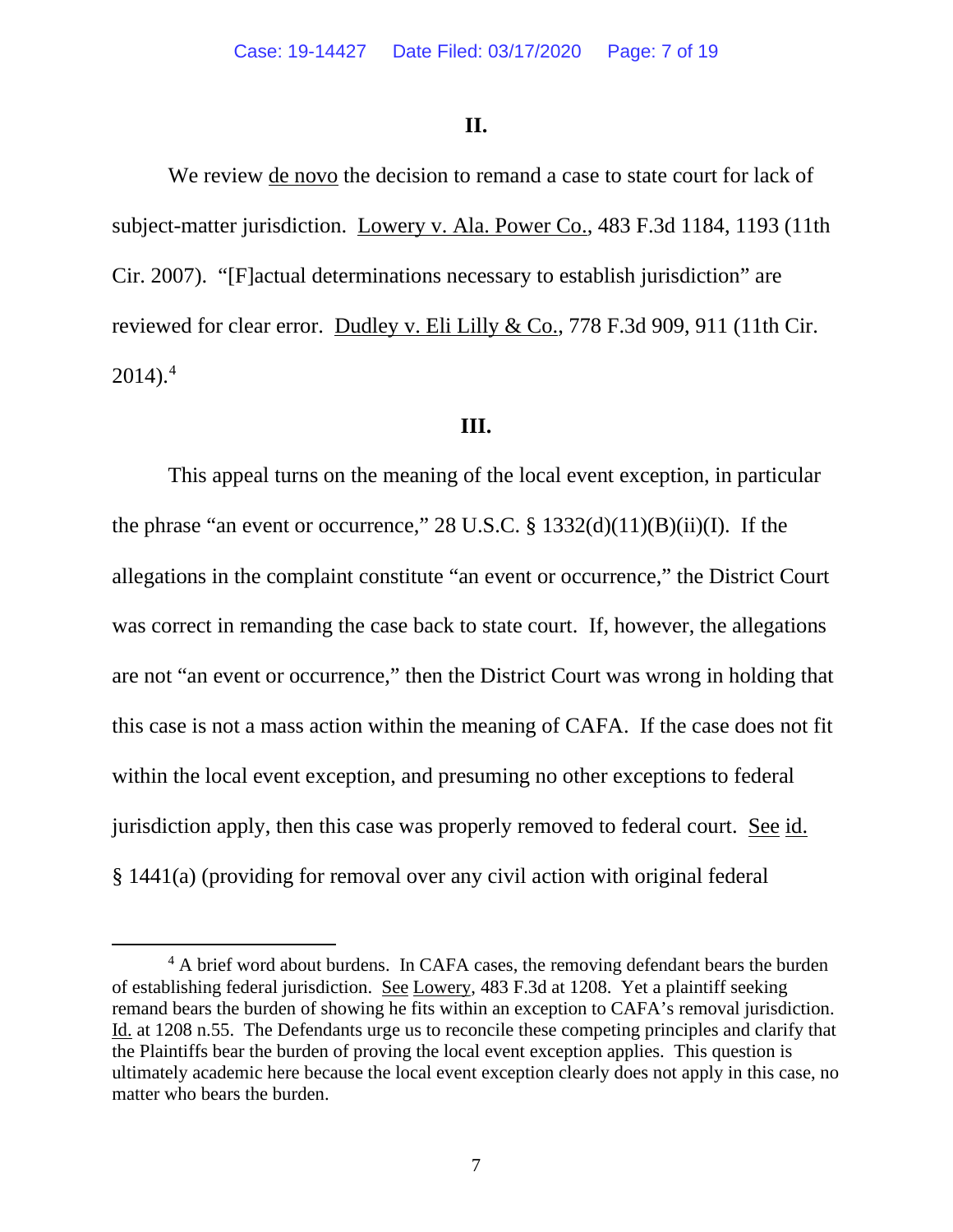## II.

We review de novo the decision to remand a case to state court for lack of subject-matter jurisdiction. Lowery v. Ala. Power Co., 483 F.3d 1184, 1193 (11th Cir. 2007). "[F]actual determinations necessary to establish jurisdiction" are reviewed for clear error. Dudley v. Eli Lilly & Co., 778 F.3d 909, 911 (11th Cir. 2014).[4]

## III.

This appeal turns on the meaning of the local event exception, in particular the phrase "an event or occurrence," 28 U.S.C. § 1332(d)(11)(B)(ii)(I). If the allegations in the complaint constitute "an event or occurrence," the District Court was correct in remanding the case back to state court. If, however, the allegations are not "an event or occurrence," then the District Court was wrong in holding that this case is not a mass action within the meaning of CAFA. If the case does not fit within the local event exception, and presuming no other exceptions to federal jurisdiction apply, then this case was properly removed to federal court. See id. § 1441(a) (providing for removal over any civil action with original federal

[4] A brief word about burdens. In CAFA cases, the removing defendant bears the burden of establishing federal jurisdiction. See Lowery, 483 F.3d at 1208. Yet a plaintiff seeking remand bears the burden of showing he fits within an exception to CAFA's removal jurisdiction. Id. at 1208 n.55. The Defendants urge us to reconcile these competing principles and clarify that the Plaintiffs bear the burden of proving the local event exception applies. This question is ultimately academic here because the local event exception clearly does not apply in this case, no matter who bears the burden.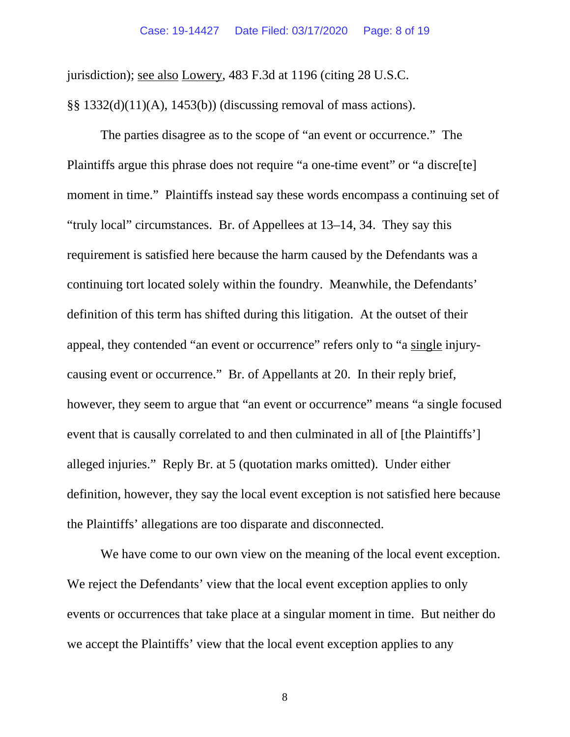jurisdiction); see also Lowery, 483 F.3d at 1196 (citing 28 U.S.C. §§ 1332(d)(11)(A), 1453(b)) (discussing removal of mass actions).

The parties disagree as to the scope of "an event or occurrence." The Plaintiffs argue this phrase does not require "a one-time event" or "a discre[te] moment in time." Plaintiffs instead say these words encompass a continuing set of "truly local" circumstances. Br. of Appellees at 13–14, 34. They say this requirement is satisfied here because the harm caused by the Defendants was a continuing tort located solely within the foundry. Meanwhile, the Defendants' definition of this term has shifted during this litigation. At the outset of their appeal, they contended "an event or occurrence" refers only to "a single injury-causing event or occurrence." Br. of Appellants at 20. In their reply brief, however, they seem to argue that "an event or occurrence" means "a single focused event that is causally correlated to and then culminated in all of [the Plaintiffs'] alleged injuries." Reply Br. at 5 (quotation marks omitted). Under either definition, however, they say the local event exception is not satisfied here because the Plaintiffs' allegations are too disparate and disconnected.

We have come to our own view on the meaning of the local event exception. We reject the Defendants' view that the local event exception applies to only events or occurrences that take place at a singular moment in time. But neither do we accept the Plaintiffs' view that the local event exception applies to any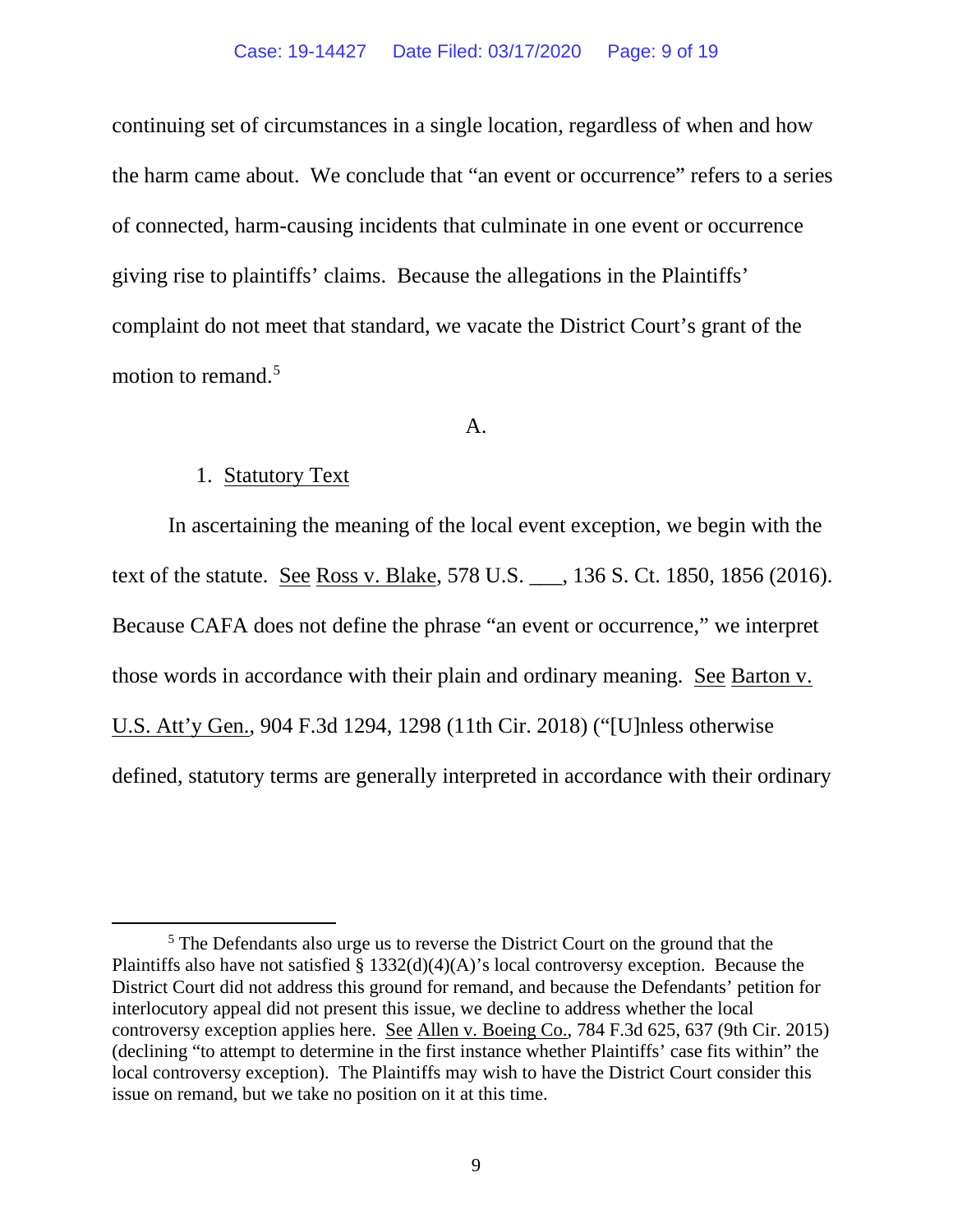continuing set of circumstances in a single location, regardless of when and how the harm came about. We conclude that "an event or occurrence" refers to a series of connected, harm-causing incidents that culminate in one event or occurrence giving rise to plaintiffs' claims. Because the allegations in the Plaintiffs' complaint do not meet that standard, we vacate the District Court's grant of the motion to remand.[5]

A.

1. Statutory Text

In ascertaining the meaning of the local event exception, we begin with the text of the statute. See Ross v. Blake, 578 U.S. ___, 136 S. Ct. 1850, 1856 (2016). Because CAFA does not define the phrase "an event or occurrence," we interpret those words in accordance with their plain and ordinary meaning. See Barton v. U.S. Att'y Gen., 904 F.3d 1294, 1298 (11th Cir. 2018) ("[U]nless otherwise defined, statutory terms are generally interpreted in accordance with their ordinary

---

[5] The Defendants also urge us to reverse the District Court on the ground that the Plaintiffs also have not satisfied § 1332(d)(4)(A)'s local controversy exception. Because the District Court did not address this ground for remand, and because the Defendants' petition for interlocutory appeal did not present this issue, we decline to address whether the local controversy exception applies here. See Allen v. Boeing Co., 784 F.3d 625, 637 (9th Cir. 2015) (declining "to attempt to determine in the first instance whether Plaintiffs' case fits within" the local controversy exception). The Plaintiffs may wish to have the District Court consider this issue on remand, but we take no position on it at this time.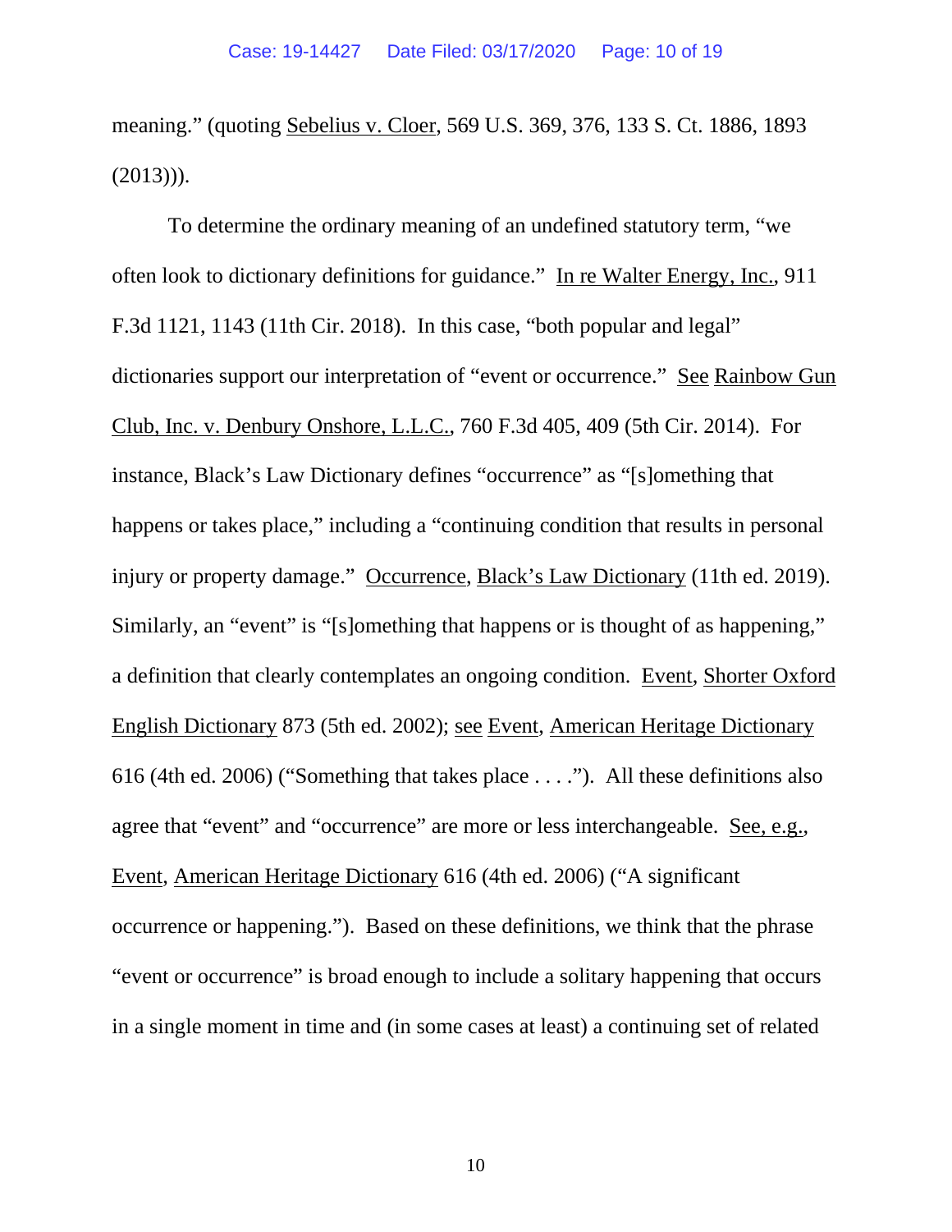meaning." (quoting Sebelius v. Cloer, 569 U.S. 369, 376, 133 S. Ct. 1886, 1893 (2013))).

To determine the ordinary meaning of an undefined statutory term, "we often look to dictionary definitions for guidance." In re Walter Energy, Inc., 911 F.3d 1121, 1143 (11th Cir. 2018). In this case, "both popular and legal" dictionaries support our interpretation of "event or occurrence." See Rainbow Gun Club, Inc. v. Denbury Onshore, L.L.C., 760 F.3d 405, 409 (5th Cir. 2014). For instance, Black's Law Dictionary defines "occurrence" as "[s]omething that happens or takes place," including a "continuing condition that results in personal injury or property damage." Occurrence, Black's Law Dictionary (11th ed. 2019). Similarly, an "event" is "[s]omething that happens or is thought of as happening," a definition that clearly contemplates an ongoing condition. Event, Shorter Oxford English Dictionary 873 (5th ed. 2002); see Event, American Heritage Dictionary 616 (4th ed. 2006) ("Something that takes place . . . ."). All these definitions also agree that "event" and "occurrence" are more or less interchangeable. See, e.g., Event, American Heritage Dictionary 616 (4th ed. 2006) ("A significant occurrence or happening."). Based on these definitions, we think that the phrase "event or occurrence" is broad enough to include a solitary happening that occurs in a single moment in time and (in some cases at least) a continuing set of related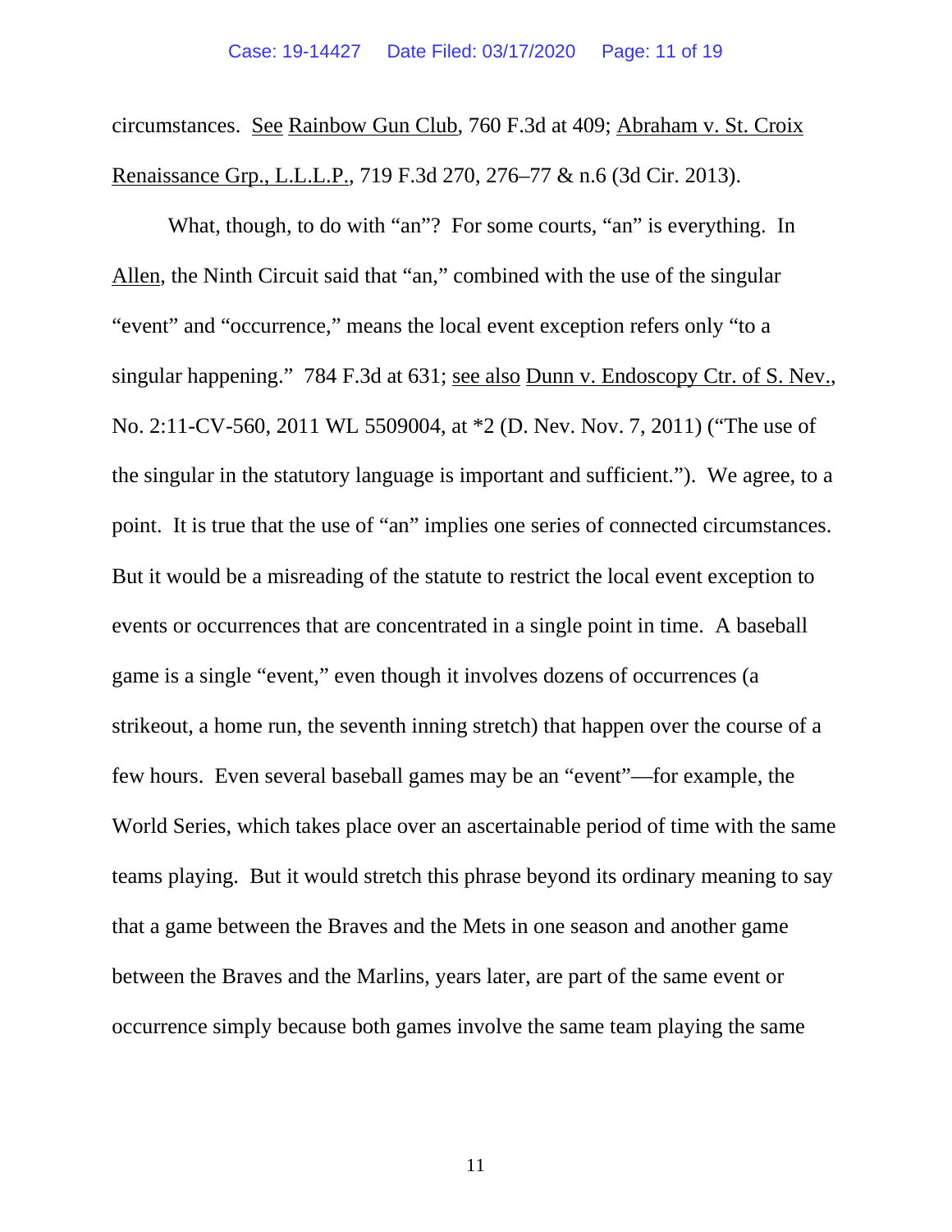circumstances. See Rainbow Gun Club, 760 F.3d at 409; Abraham v. St. Croix Renaissance Grp., L.L.L.P., 719 F.3d 270, 276–77 & n.6 (3d Cir. 2013).

What, though, to do with "an"? For some courts, "an" is everything. In Allen, the Ninth Circuit said that "an," combined with the use of the singular "event" and "occurrence," means the local event exception refers only "to a singular happening." 784 F.3d at 631; see also Dunn v. Endoscopy Ctr. of S. Nev., No. 2:11-CV-560, 2011 WL 5509004, at *2 (D. Nev. Nov. 7, 2011) ("The use of the singular in the statutory language is important and sufficient."). We agree, to a point. It is true that the use of "an" implies one series of connected circumstances. But it would be a misreading of the statute to restrict the local event exception to events or occurrences that are concentrated in a single point in time. A baseball game is a single "event," even though it involves dozens of occurrences (a strikeout, a home run, the seventh inning stretch) that happen over the course of a few hours. Even several baseball games may be an "event"—for example, the World Series, which takes place over an ascertainable period of time with the same teams playing. But it would stretch this phrase beyond its ordinary meaning to say that a game between the Braves and the Mets in one season and another game between the Braves and the Marlins, years later, are part of the same event or occurrence simply because both games involve the same team playing the same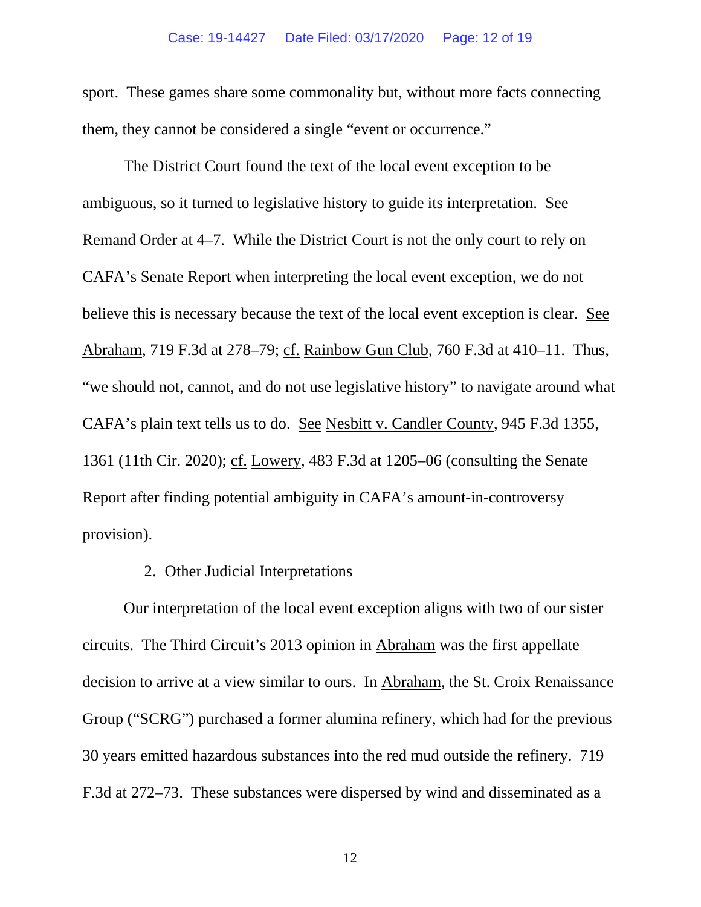sport. These games share some commonality but, without more facts connecting them, they cannot be considered a single "event or occurrence."

The District Court found the text of the local event exception to be ambiguous, so it turned to legislative history to guide its interpretation. See Remand Order at 4–7. While the District Court is not the only court to rely on CAFA's Senate Report when interpreting the local event exception, we do not believe this is necessary because the text of the local event exception is clear. See Abraham, 719 F.3d at 278–79; cf. Rainbow Gun Club, 760 F.3d at 410–11. Thus, "we should not, cannot, and do not use legislative history" to navigate around what CAFA's plain text tells us to do. See Nesbitt v. Candler County, 945 F.3d 1355, 1361 (11th Cir. 2020); cf. Lowery, 483 F.3d at 1205–06 (consulting the Senate Report after finding potential ambiguity in CAFA's amount-in-controversy provision).

2. Other Judicial Interpretations

Our interpretation of the local event exception aligns with two of our sister circuits. The Third Circuit's 2013 opinion in Abraham was the first appellate decision to arrive at a view similar to ours. In Abraham, the St. Croix Renaissance Group ("SCRG") purchased a former alumina refinery, which had for the previous 30 years emitted hazardous substances into the red mud outside the refinery. 719 F.3d at 272–73. These substances were dispersed by wind and disseminated as a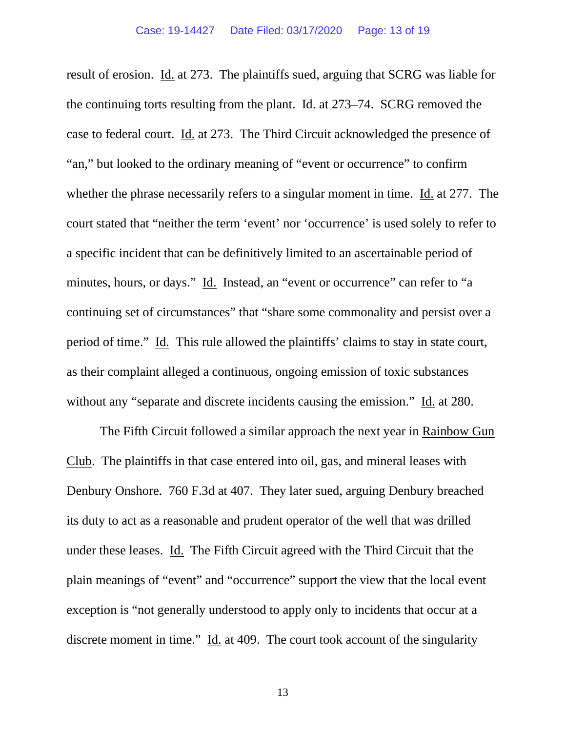result of erosion. Id. at 273. The plaintiffs sued, arguing that SCRG was liable for the continuing torts resulting from the plant. Id. at 273–74. SCRG removed the case to federal court. Id. at 273. The Third Circuit acknowledged the presence of "an," but looked to the ordinary meaning of "event or occurrence" to confirm whether the phrase necessarily refers to a singular moment in time. Id. at 277. The court stated that "neither the term 'event' nor 'occurrence' is used solely to refer to a specific incident that can be definitively limited to an ascertainable period of minutes, hours, or days." Id. Instead, an "event or occurrence" can refer to "a continuing set of circumstances" that "share some commonality and persist over a period of time." Id. This rule allowed the plaintiffs' claims to stay in state court, as their complaint alleged a continuous, ongoing emission of toxic substances without any "separate and discrete incidents causing the emission." Id. at 280.

The Fifth Circuit followed a similar approach the next year in Rainbow Gun Club. The plaintiffs in that case entered into oil, gas, and mineral leases with Denbury Onshore. 760 F.3d at 407. They later sued, arguing Denbury breached its duty to act as a reasonable and prudent operator of the well that was drilled under these leases. Id. The Fifth Circuit agreed with the Third Circuit that the plain meanings of "event" and "occurrence" support the view that the local event exception is "not generally understood to apply only to incidents that occur at a discrete moment in time." Id. at 409. The court took account of the singularity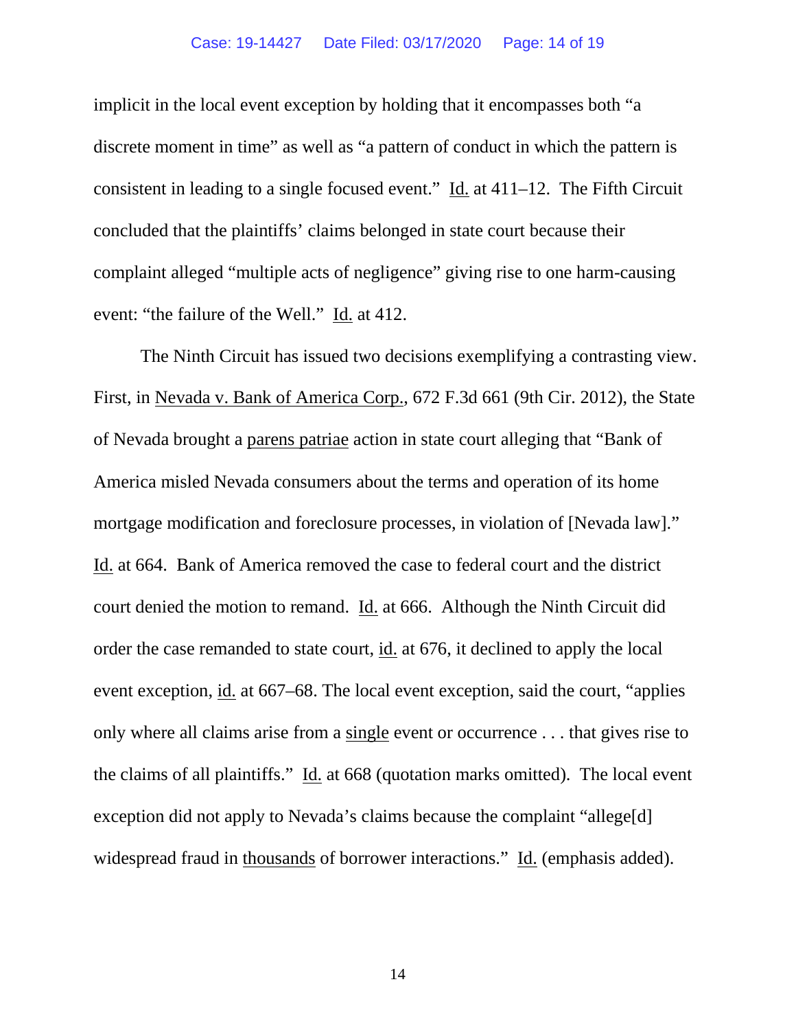implicit in the local event exception by holding that it encompasses both "a discrete moment in time" as well as "a pattern of conduct in which the pattern is consistent in leading to a single focused event." Id. at 411–12. The Fifth Circuit concluded that the plaintiffs' claims belonged in state court because their complaint alleged "multiple acts of negligence" giving rise to one harm-causing event: "the failure of the Well." Id. at 412.

The Ninth Circuit has issued two decisions exemplifying a contrasting view. First, in Nevada v. Bank of America Corp., 672 F.3d 661 (9th Cir. 2012), the State of Nevada brought a parens patriae action in state court alleging that "Bank of America misled Nevada consumers about the terms and operation of its home mortgage modification and foreclosure processes, in violation of [Nevada law]." Id. at 664. Bank of America removed the case to federal court and the district court denied the motion to remand. Id. at 666. Although the Ninth Circuit did order the case remanded to state court, id. at 676, it declined to apply the local event exception, id. at 667–68. The local event exception, said the court, "applies only where all claims arise from a single event or occurrence . . . that gives rise to the claims of all plaintiffs." Id. at 668 (quotation marks omitted). The local event exception did not apply to Nevada's claims because the complaint "allege[d] widespread fraud in thousands of borrower interactions." Id. (emphasis added).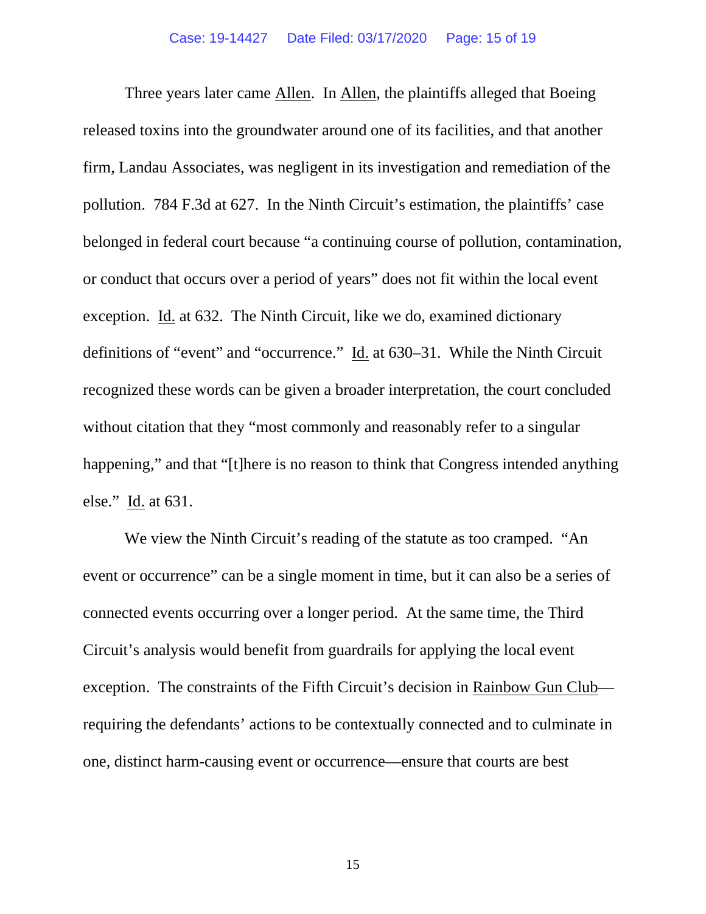Three years later came Allen. In Allen, the plaintiffs alleged that Boeing released toxins into the groundwater around one of its facilities, and that another firm, Landau Associates, was negligent in its investigation and remediation of the pollution. 784 F.3d at 627. In the Ninth Circuit's estimation, the plaintiffs' case belonged in federal court because "a continuing course of pollution, contamination, or conduct that occurs over a period of years" does not fit within the local event exception. Id. at 632. The Ninth Circuit, like we do, examined dictionary definitions of "event" and "occurrence." Id. at 630–31. While the Ninth Circuit recognized these words can be given a broader interpretation, the court concluded without citation that they "most commonly and reasonably refer to a singular happening," and that "[t]here is no reason to think that Congress intended anything else." Id. at 631.

We view the Ninth Circuit's reading of the statute as too cramped. "An event or occurrence" can be a single moment in time, but it can also be a series of connected events occurring over a longer period. At the same time, the Third Circuit's analysis would benefit from guardrails for applying the local event exception. The constraints of the Fifth Circuit's decision in Rainbow Gun Club—requiring the defendants' actions to be contextually connected and to culminate in one, distinct harm-causing event or occurrence—ensure that courts are best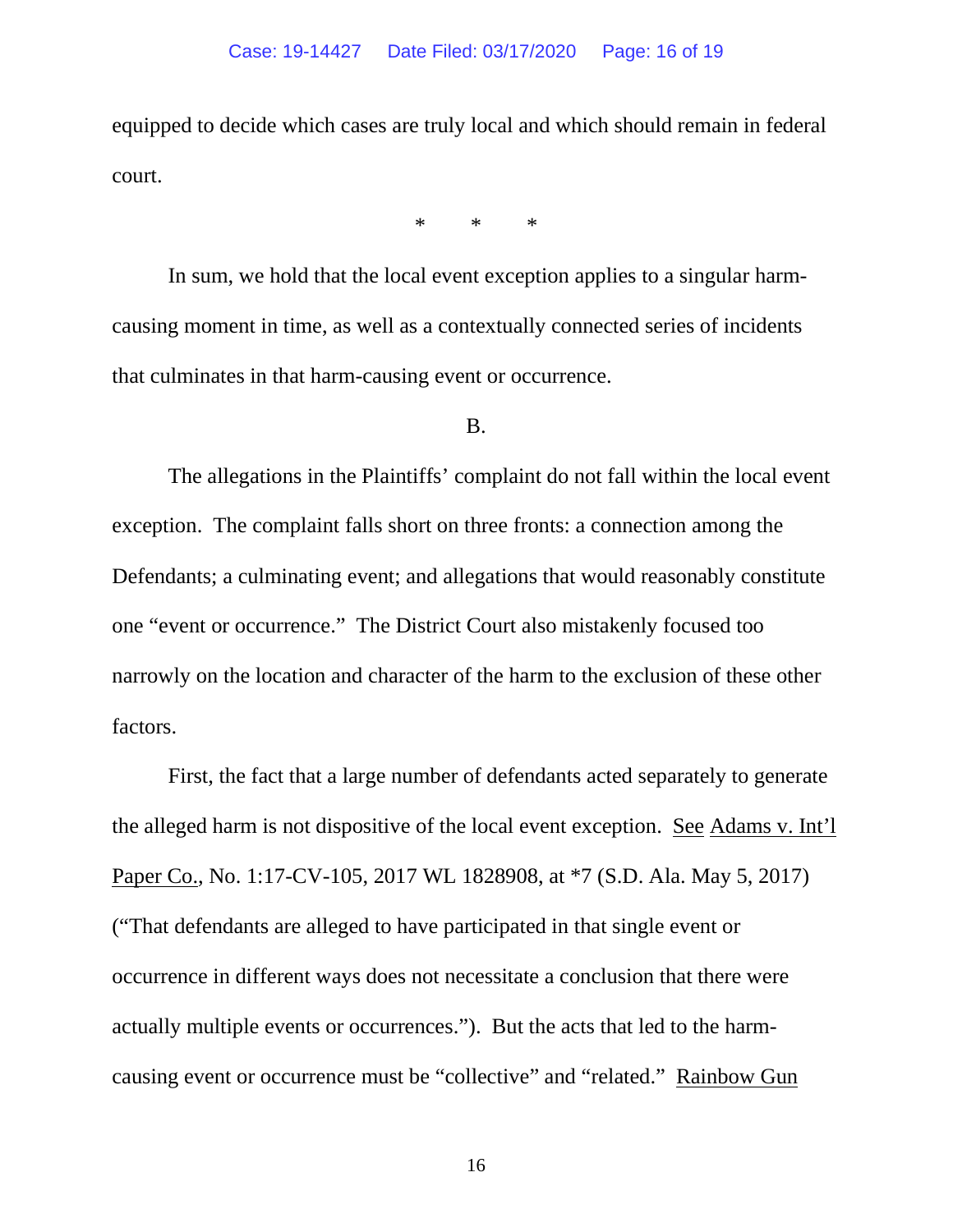equipped to decide which cases are truly local and which should remain in federal court.

\* \* \*

In sum, we hold that the local event exception applies to a singular harm-causing moment in time, as well as a contextually connected series of incidents that culminates in that harm-causing event or occurrence.

B.

The allegations in the Plaintiffs' complaint do not fall within the local event exception. The complaint falls short on three fronts: a connection among the Defendants; a culminating event; and allegations that would reasonably constitute one "event or occurrence." The District Court also mistakenly focused too narrowly on the location and character of the harm to the exclusion of these other factors.

First, the fact that a large number of defendants acted separately to generate the alleged harm is not dispositive of the local event exception. See Adams v. Int'l Paper Co., No. 1:17-CV-105, 2017 WL 1828908, at \*7 (S.D. Ala. May 5, 2017) ("That defendants are alleged to have participated in that single event or occurrence in different ways does not necessitate a conclusion that there were actually multiple events or occurrences."). But the acts that led to the harm-causing event or occurrence must be "collective" and "related." Rainbow Gun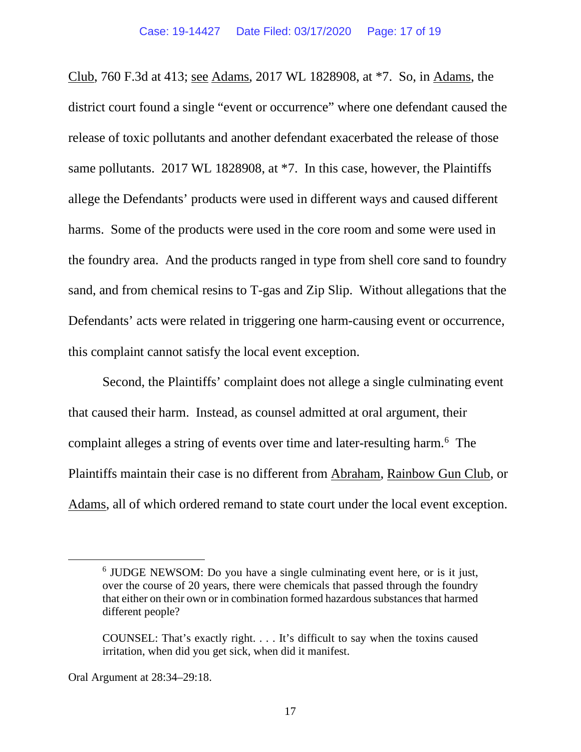Club, 760 F.3d at 413; see Adams, 2017 WL 1828908, at *7. So, in Adams, the district court found a single "event or occurrence" where one defendant caused the release of toxic pollutants and another defendant exacerbated the release of those same pollutants. 2017 WL 1828908, at *7. In this case, however, the Plaintiffs allege the Defendants' products were used in different ways and caused different harms. Some of the products were used in the core room and some were used in the foundry area. And the products ranged in type from shell core sand to foundry sand, and from chemical resins to T-gas and Zip Slip. Without allegations that the Defendants' acts were related in triggering one harm-causing event or occurrence, this complaint cannot satisfy the local event exception.

Second, the Plaintiffs' complaint does not allege a single culminating event that caused their harm. Instead, as counsel admitted at oral argument, their complaint alleges a string of events over time and later-resulting harm.[6] The Plaintiffs maintain their case is no different from Abraham, Rainbow Gun Club, or Adams, all of which ordered remand to state court under the local event exception.

---

[6] JUDGE NEWSOM: Do you have a single culminating event here, or is it just, over the course of 20 years, there were chemicals that passed through the foundry that either on their own or in combination formed hazardous substances that harmed different people?

COUNSEL: That's exactly right. . . . It's difficult to say when the toxins caused irritation, when did you get sick, when did it manifest.

Oral Argument at 28:34–29:18.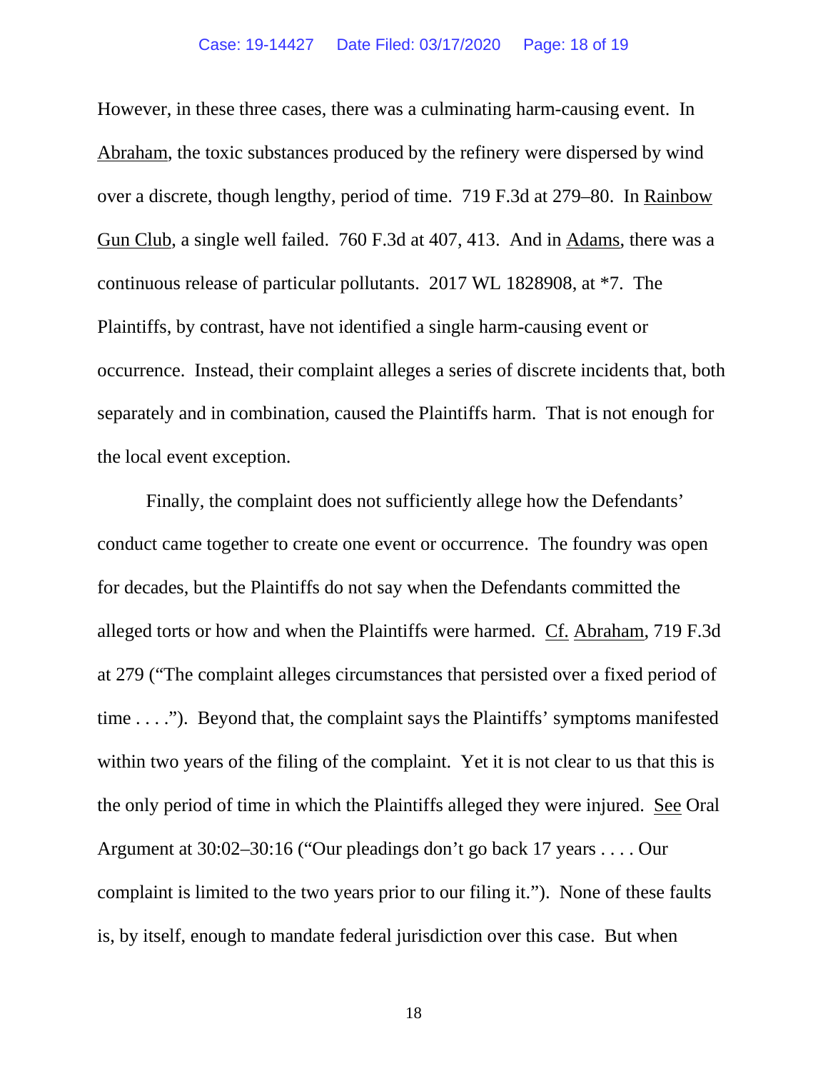However, in these three cases, there was a culminating harm-causing event. In Abraham, the toxic substances produced by the refinery were dispersed by wind over a discrete, though lengthy, period of time. 719 F.3d at 279–80. In Rainbow Gun Club, a single well failed. 760 F.3d at 407, 413. And in Adams, there was a continuous release of particular pollutants. 2017 WL 1828908, at *7. The Plaintiffs, by contrast, have not identified a single harm-causing event or occurrence. Instead, their complaint alleges a series of discrete incidents that, both separately and in combination, caused the Plaintiffs harm. That is not enough for the local event exception.

Finally, the complaint does not sufficiently allege how the Defendants' conduct came together to create one event or occurrence. The foundry was open for decades, but the Plaintiffs do not say when the Defendants committed the alleged torts or how and when the Plaintiffs were harmed. Cf. Abraham, 719 F.3d at 279 ("The complaint alleges circumstances that persisted over a fixed period of time . . . ."). Beyond that, the complaint says the Plaintiffs' symptoms manifested within two years of the filing of the complaint. Yet it is not clear to us that this is the only period of time in which the Plaintiffs alleged they were injured. See Oral Argument at 30:02–30:16 ("Our pleadings don't go back 17 years . . . . Our complaint is limited to the two years prior to our filing it."). None of these faults is, by itself, enough to mandate federal jurisdiction over this case. But when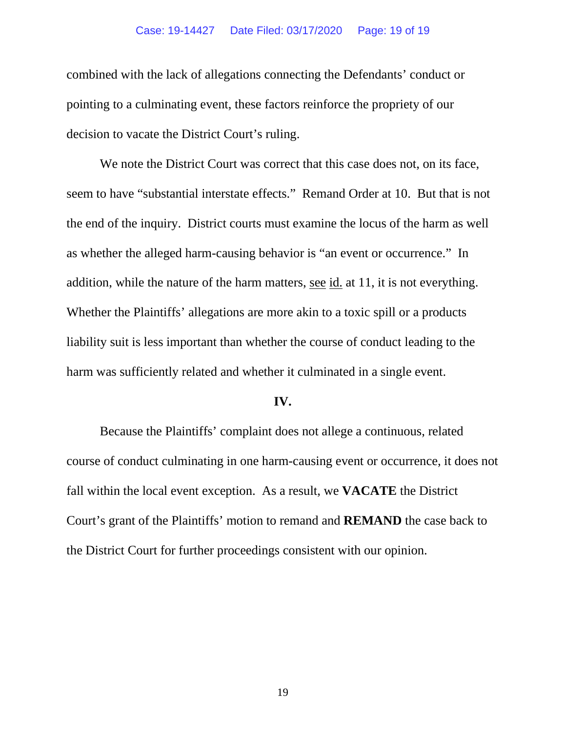combined with the lack of allegations connecting the Defendants' conduct or pointing to a culminating event, these factors reinforce the propriety of our decision to vacate the District Court's ruling.

We note the District Court was correct that this case does not, on its face, seem to have "substantial interstate effects." Remand Order at 10. But that is not the end of the inquiry. District courts must examine the locus of the harm as well as whether the alleged harm-causing behavior is "an event or occurrence." In addition, while the nature of the harm matters, see id. at 11, it is not everything. Whether the Plaintiffs' allegations are more akin to a toxic spill or a products liability suit is less important than whether the course of conduct leading to the harm was sufficiently related and whether it culminated in a single event.

## IV.

Because the Plaintiffs' complaint does not allege a continuous, related course of conduct culminating in one harm-causing event or occurrence, it does not fall within the local event exception. As a result, we **VACATE** the District Court's grant of the Plaintiffs' motion to remand and **REMAND** the case back to the District Court for further proceedings consistent with our opinion.